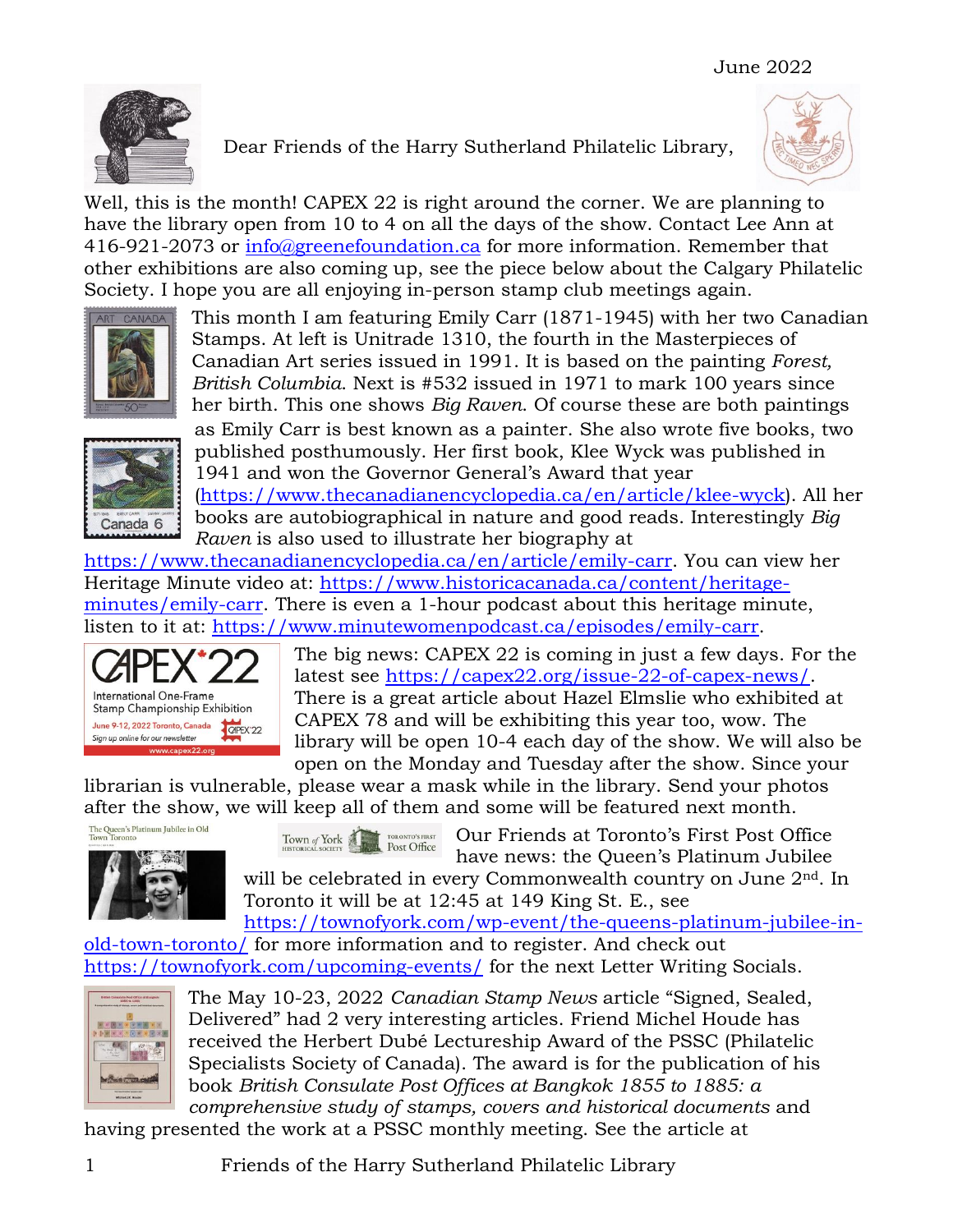June 2022

Dear Friends of the Harry Sutherland Philatelic Library,

Well, this is the month! CAPEX 22 is right around the corner. We are planning to have the library open from 10 to 4 on all the days of the show. Contact Lee Ann at 416-921-2073 or info@greenefoundation.ca for more information. Remember that other exhibitions are also coming up, see the piece below about the Calgary Philatelic Society. I hope you are all enjoying in-person stamp club meetings again.

This month I am featuring Emily Carr (1871-1945) with her two Canadian Stamps. At left is Unitrade 1310, the fourth in the Masterpieces of Canadian Art series issued in 1991. It is based on the painting *Forest, British Columbia*. Next is #532 issued in 1971 to mark 100 years since her birth. This one shows *Big Raven*. Of course these are both paintings as Emily Carr is best known as a painter. She also wrote five books, two published posthumously. Her first book, Klee Wyck was published in 1941 and won the Governor General's Award that year (https://www.thecanadianencyclopedia.ca/en/article/klee-wyck). All her books are autobiographical in nature and good reads. Interestingly *Big Raven* is also used to illustrate her biography at https://www.thecanadianencyclopedia.ca/en/article/emily-carr. You can view her Heritage Minute video at: https://www.historicacanada.ca/content/heritage-minutes/emily-carr. There is even a 1-hour podcast about this heritage minute, listen to it at: https://www.minutewomenpodcast.ca/episodes/emily-carr.

The big news: CAPEX 22 is coming in just a few days. For the latest see https://capex22.org/issue-22-of-capex-news/. There is a great article about Hazel Elmslie who exhibited at CAPEX 78 and will be exhibiting this year too, wow. The library will be open 10-4 each day of the show. We will also be open on the Monday and Tuesday after the show. Since your librarian is vulnerable, please wear a mask while in the library. Send your photos after the show, we will keep all of them and some will be featured next month.

Our Friends at Toronto's First Post Office have news: the Queen's Platinum Jubilee will be celebrated in every Commonwealth country on June 2nd. In Toronto it will be at 12:45 at 149 King St. E., see https://townofyork.com/wp-event/the-queens-platinum-jubilee-in-old-town-toronto/ for more information and to register. And check out https://townofyork.com/upcoming-events/ for the next Letter Writing Socials.

The May 10-23, 2022 *Canadian Stamp News* article "Signed, Sealed, Delivered" had 2 very interesting articles. Friend Michel Houde has received the Herbert Dubé Lectureship Award of the PSSC (Philatelic Specialists Society of Canada). The award is for the publication of his book *British Consulate Post Offices at Bangkok 1855 to 1885: a comprehensive study of stamps, covers and historical documents* and having presented the work at a PSSC monthly meeting. See the article at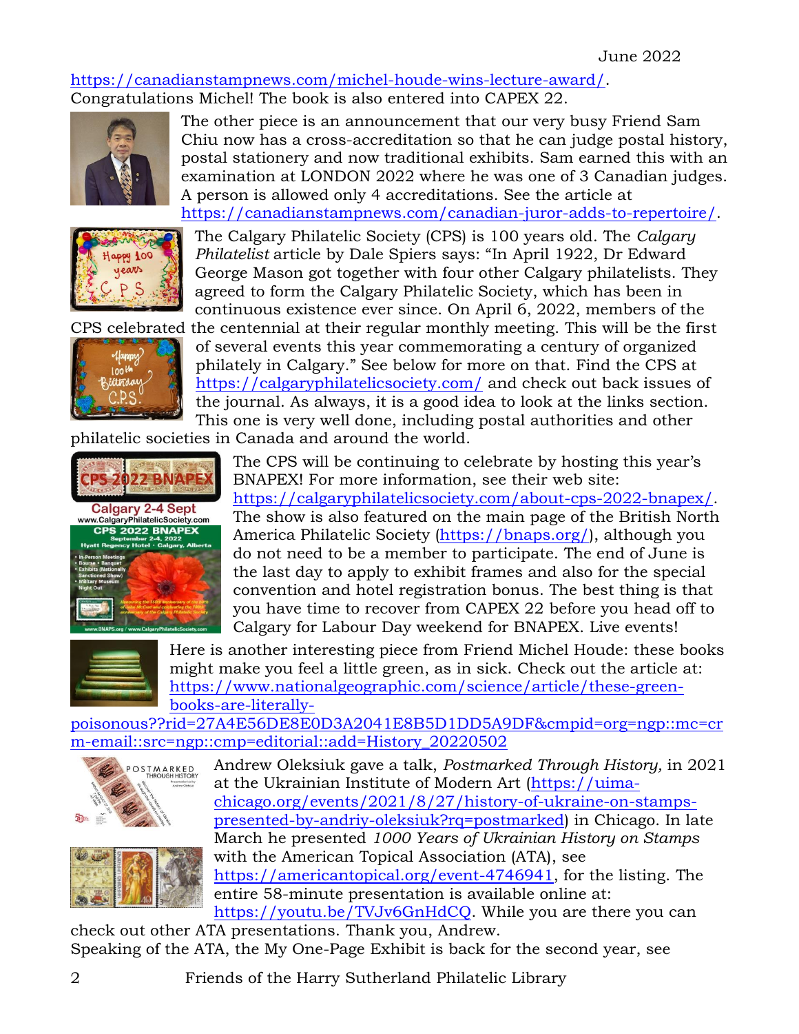https://canadianstampnews.com/michel-houde-wins-lecture-award/.
Congratulations Michel! The book is also entered into CAPEX 22.

The other piece is an announcement that our very busy Friend Sam Chiu now has a cross-accreditation so that he can judge postal history, postal stationery and now traditional exhibits. Sam earned this with an examination at LONDON 2022 where he was one of 3 Canadian judges. A person is allowed only 4 accreditations. See the article at https://canadianstampnews.com/canadian-juror-adds-to-repertoire/.

The Calgary Philatelic Society (CPS) is 100 years old. The *Calgary Philatelist* article by Dale Spiers says: "In April 1922, Dr Edward George Mason got together with four other Calgary philatelists. They agreed to form the Calgary Philatelic Society, which has been in continuous existence ever since. On April 6, 2022, members of the CPS celebrated the centennial at their regular monthly meeting. This will be the first of several events this year commemorating a century of organized philately in Calgary." See below for more on that. Find the CPS at https://calgaryphilatelicsociety.com/ and check out back issues of the journal. As always, it is a good idea to look at the links section. This one is very well done, including postal authorities and other philatelic societies in Canada and around the world.

The CPS will be continuing to celebrate by hosting this year's BNAPEX! For more information, see their web site: https://calgaryphilatelicsociety.com/about-cps-2022-bnapex/. The show is also featured on the main page of the British North America Philatelic Society (https://bnaps.org/), although you do not need to be a member to participate. The end of June is the last day to apply to exhibit frames and also for the special convention and hotel registration bonus. The best thing is that you have time to recover from CAPEX 22 before you head off to Calgary for Labour Day weekend for BNAPEX. Live events!

Here is another interesting piece from Friend Michel Houde: these books might make you feel a little green, as in sick. Check out the article at: https://www.nationalgeographic.com/science/article/these-green-books-are-literally-poisonous??rid=27A4E56DE8E0D3A2041E8B5D1DD5A9DF&cmpid=org=ngp::mc=crm-email::src=ngp::cmp=editorial::add=History_20220502

Andrew Oleksiuk gave a talk, *Postmarked Through History,* in 2021 at the Ukrainian Institute of Modern Art (https://uima-chicago.org/events/2021/8/27/history-of-ukraine-on-stamps-presented-by-andriy-oleksiuk?rq=postmarked) in Chicago. In late March he presented *1000 Years of Ukrainian History on Stamps* with the American Topical Association (ATA), see https://americantopical.org/event-4746941, for the listing. The entire 58-minute presentation is available online at: https://youtu.be/TVJv6GnHdCQ. While you are there you can check out other ATA presentations. Thank you, Andrew.

Speaking of the ATA, the My One-Page Exhibit is back for the second year, see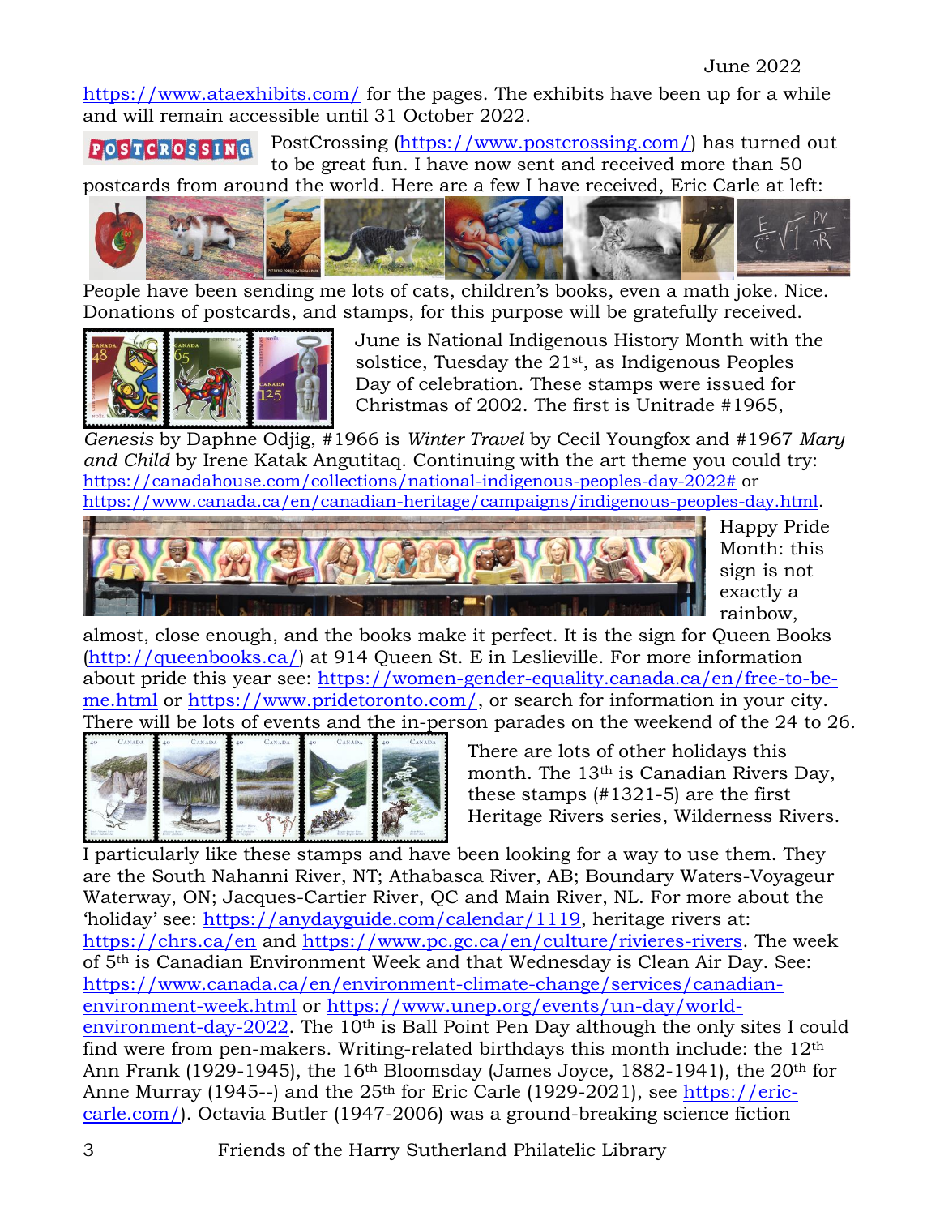https://www.ataexhibits.com/ for the pages. The exhibits have been up for a while and will remain accessible until 31 October 2022.

PostCrossing (https://www.postcrossing.com/) has turned out to be great fun. I have now sent and received more than 50 postcards from around the world. Here are a few I have received, Eric Carle at left:

People have been sending me lots of cats, children's books, even a math joke. Nice. Donations of postcards, and stamps, for this purpose will be gratefully received.

June is National Indigenous History Month with the solstice, Tuesday the 21st, as Indigenous Peoples Day of celebration. These stamps were issued for Christmas of 2002. The first is Unitrade #1965, *Genesis* by Daphne Odjig, #1966 is *Winter Travel* by Cecil Youngfox and #1967 *Mary and Child* by Irene Katak Angutitaq. Continuing with the art theme you could try: https://canadahouse.com/collections/national-indigenous-peoples-day-2022# or https://www.canada.ca/en/canadian-heritage/campaigns/indigenous-peoples-day.html.

Happy Pride Month: this sign is not exactly a rainbow, almost, close enough, and the books make it perfect. It is the sign for Queen Books (http://queenbooks.ca/) at 914 Queen St. E in Leslieville. For more information about pride this year see: https://women-gender-equality.canada.ca/en/free-to-be-me.html or https://www.pridetoronto.com/, or search for information in your city. There will be lots of events and the in-person parades on the weekend of the 24 to 26.

There are lots of other holidays this month. The 13th is Canadian Rivers Day, these stamps (#1321-5) are the first Heritage Rivers series, Wilderness Rivers. I particularly like these stamps and have been looking for a way to use them. They are the South Nahanni River, NT; Athabasca River, AB; Boundary Waters-Voyageur Waterway, ON; Jacques-Cartier River, QC and Main River, NL. For more about the 'holiday' see: https://anydayguide.com/calendar/1119, heritage rivers at: https://chrs.ca/en and https://www.pc.gc.ca/en/culture/rivieres-rivers. The week of 5th is Canadian Environment Week and that Wednesday is Clean Air Day. See: https://www.canada.ca/en/environment-climate-change/services/canadian-environment-week.html or https://www.unep.org/events/un-day/world-environment-day-2022. The 10th is Ball Point Pen Day although the only sites I could find were from pen-makers. Writing-related birthdays this month include: the 12th Ann Frank (1929-1945), the 16th Bloomsday (James Joyce, 1882-1941), the 20th for Anne Murray (1945--) and the 25th for Eric Carle (1929-2021), see https://eric-carle.com/). Octavia Butler (1947-2006) was a ground-breaking science fiction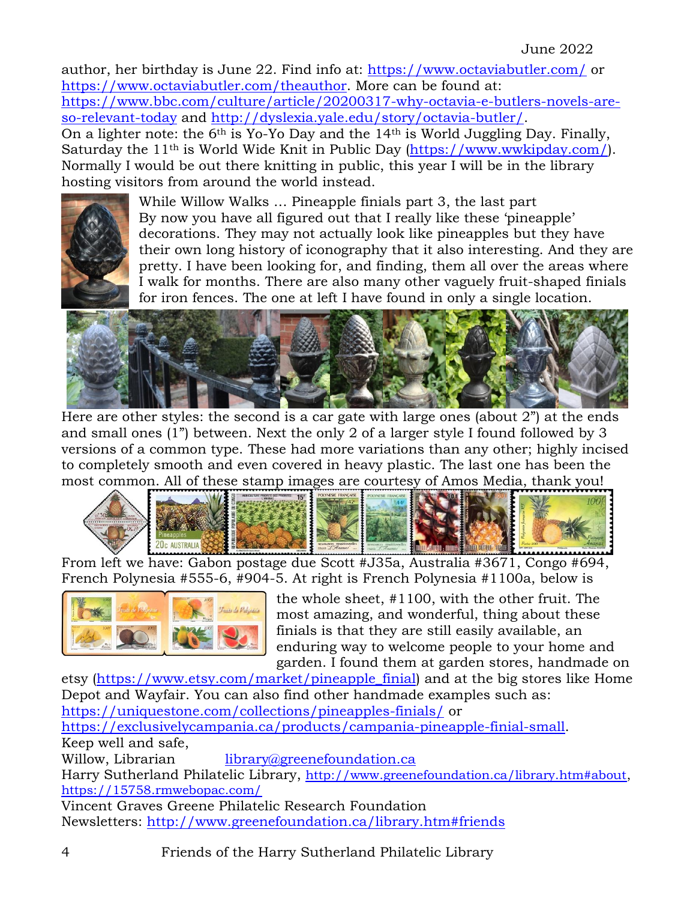author, her birthday is June 22. Find info at: https://www.octaviabutler.com/ or https://www.octaviabutler.com/theauthor. More can be found at: https://www.bbc.com/culture/article/20200317-why-octavia-e-butlers-novels-are-so-relevant-today and http://dyslexia.yale.edu/story/octavia-butler/.

On a lighter note: the 6th is Yo-Yo Day and the 14th is World Juggling Day. Finally, Saturday the 11th is World Wide Knit in Public Day (https://www.wwkipday.com/). Normally I would be out there knitting in public, this year I will be in the library hosting visitors from around the world instead.

While Willow Walks … Pineapple finials part 3, the last part

By now you have all figured out that I really like these 'pineapple' decorations. They may not actually look like pineapples but they have their own long history of iconography that it also interesting. And they are pretty. I have been looking for, and finding, them all over the areas where I walk for months. There are also many other vaguely fruit-shaped finials for iron fences. The one at left I have found in only a single location.

Here are other styles: the second is a car gate with large ones (about 2") at the ends and small ones (1") between. Next the only 2 of a larger style I found followed by 3 versions of a common type. These had more variations than any other; highly incised to completely smooth and even covered in heavy plastic. The last one has been the most common. All of these stamp images are courtesy of Amos Media, thank you!

From left we have: Gabon postage due Scott #J35a, Australia #3671, Congo #694, French Polynesia #555-6, #904-5. At right is French Polynesia #1100a, below is the whole sheet, #1100, with the other fruit. The most amazing, and wonderful, thing about these finials is that they are still easily available, an enduring way to welcome people to your home and garden. I found them at garden stores, handmade on etsy (https://www.etsy.com/market/pineapple_finial) and at the big stores like Home Depot and Wayfair. You can also find other handmade examples such as: https://uniquestone.com/collections/pineapples-finials/ or https://exclusivelycampania.ca/products/campania-pineapple-finial-small.

Keep well and safe,

Willow, Librarian library@greenefoundation.ca

Harry Sutherland Philatelic Library, http://www.greenefoundation.ca/library.htm#about, https://15758.rmwebopac.com/

Vincent Graves Greene Philatelic Research Foundation

Newsletters: http://www.greenefoundation.ca/library.htm#friends